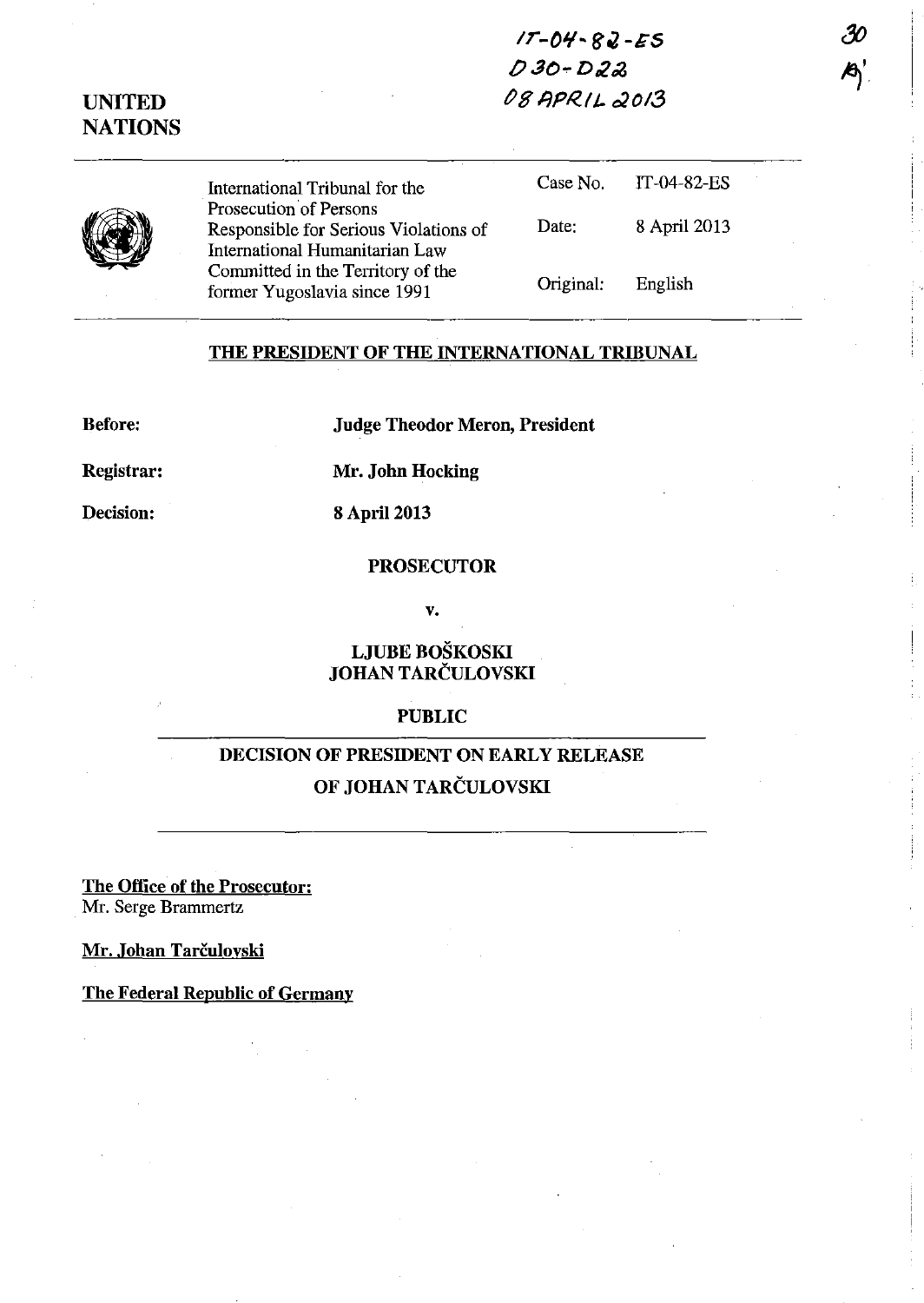IT-04-82-ES
D30-D22
08 APRIL 2013

30

**UNITED NATIONS**

| International Tribunal for the Prosecution of Persons Responsible for Serious Violations of International Humanitarian Law Committed in the Territory of the former Yugoslavia since 1991 | Case No. | IT-04-82-ES |
| --- | --- | --- |
| | Date: | 8 April 2013 |
| | Original: | English |

**THE PRESIDENT OF THE INTERNATIONAL TRIBUNAL**

**Before:** **Judge Theodor Meron, President**

**Registrar:** **Mr. John Hocking**

**Decision:** **8 April 2013**

**PROSECUTOR**

**v.**

**LJUBE BOŠKOSKI**
**JOHAN TARČULOVSKI**

**PUBLIC**

**DECISION OF PRESIDENT ON EARLY RELEASE OF JOHAN TARČULOVSKI**

**The Office of the Prosecutor:**
Mr. Serge Brammertz

**Mr. Johan Tarčulovski**

**The Federal Republic of Germany**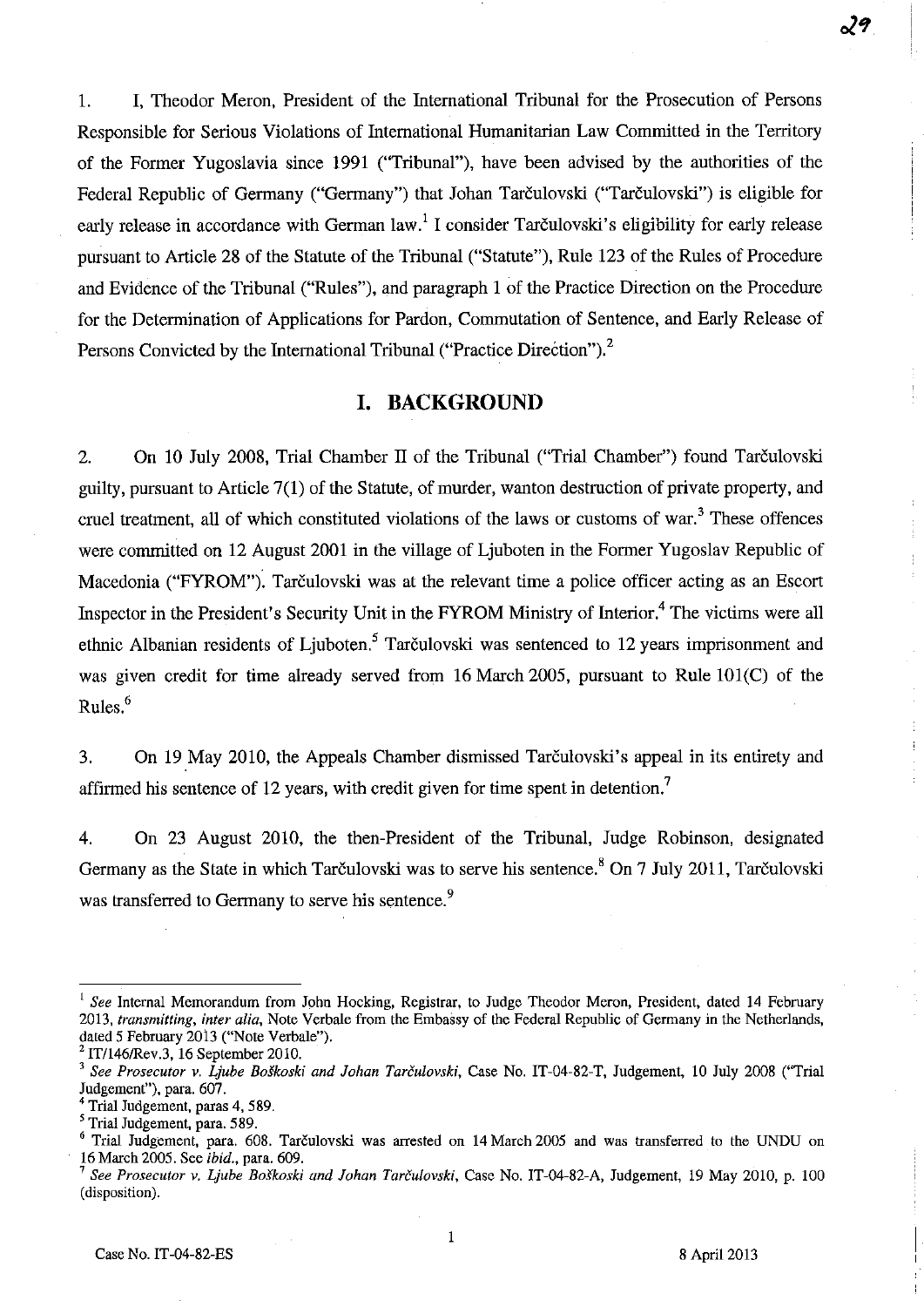1. I, Theodor Meron, President of the International Tribunal for the Prosecution of Persons Responsible for Serious Violations of International Humanitarian Law Committed in the Territory of the Former Yugoslavia since 1991 ("Tribunal"), have been advised by the authorities of the Federal Republic of Germany ("Germany") that Johan Tarčulovski ("Tarčulovski") is eligible for early release in accordance with German law.[1] I consider Tarčulovski's eligibility for early release pursuant to Article 28 of the Statute of the Tribunal ("Statute"), Rule 123 of the Rules of Procedure and Evidence of the Tribunal ("Rules"), and paragraph 1 of the Practice Direction on the Procedure for the Determination of Applications for Pardon, Commutation of Sentence, and Early Release of Persons Convicted by the International Tribunal ("Practice Direction").[2]

## I. BACKGROUND

2. On 10 July 2008, Trial Chamber II of the Tribunal ("Trial Chamber") found Tarčulovski guilty, pursuant to Article 7(1) of the Statute, of murder, wanton destruction of private property, and cruel treatment, all of which constituted violations of the laws or customs of war.[3] These offences were committed on 12 August 2001 in the village of Ljuboten in the Former Yugoslav Republic of Macedonia ("FYROM"). Tarčulovski was at the relevant time a police officer acting as an Escort Inspector in the President's Security Unit in the FYROM Ministry of Interior.[4] The victims were all ethnic Albanian residents of Ljuboten.[5] Tarčulovski was sentenced to 12 years imprisonment and was given credit for time already served from 16 March 2005, pursuant to Rule 101(C) of the Rules.[6]

3. On 19 May 2010, the Appeals Chamber dismissed Tarčulovski's appeal in its entirety and affirmed his sentence of 12 years, with credit given for time spent in detention.[7]

4. On 23 August 2010, the then-President of the Tribunal, Judge Robinson, designated Germany as the State in which Tarčulovski was to serve his sentence.[8] On 7 July 2011, Tarčulovski was transferred to Germany to serve his sentence.[9]

---

[1] *See* Internal Memorandum from John Hocking, Registrar, to Judge Theodor Meron, President, dated 14 February 2013, *transmitting*, *inter alia*, Note Verbale from the Embassy of the Federal Republic of Germany in the Netherlands, dated 5 February 2013 ("Note Verbale").

[2] IT/146/Rev.3, 16 September 2010.

[3] *See Prosecutor v. Ljube Boškoski and Johan Tarčulovski*, Case No. IT-04-82-T, Judgement, 10 July 2008 ("Trial Judgement"), para. 607.

[4] Trial Judgement, paras 4, 589.

[5] Trial Judgement, para. 589.

[6] Trial Judgement, para. 608. Tarčulovski was arrested on 14 March 2005 and was transferred to the UNDU on 16 March 2005. See *ibid.*, para. 609.

[7] *See Prosecutor v. Ljube Boškoski and Johan Tarčulovski*, Case No. IT-04-82-A, Judgement, 19 May 2010, p. 100 (disposition).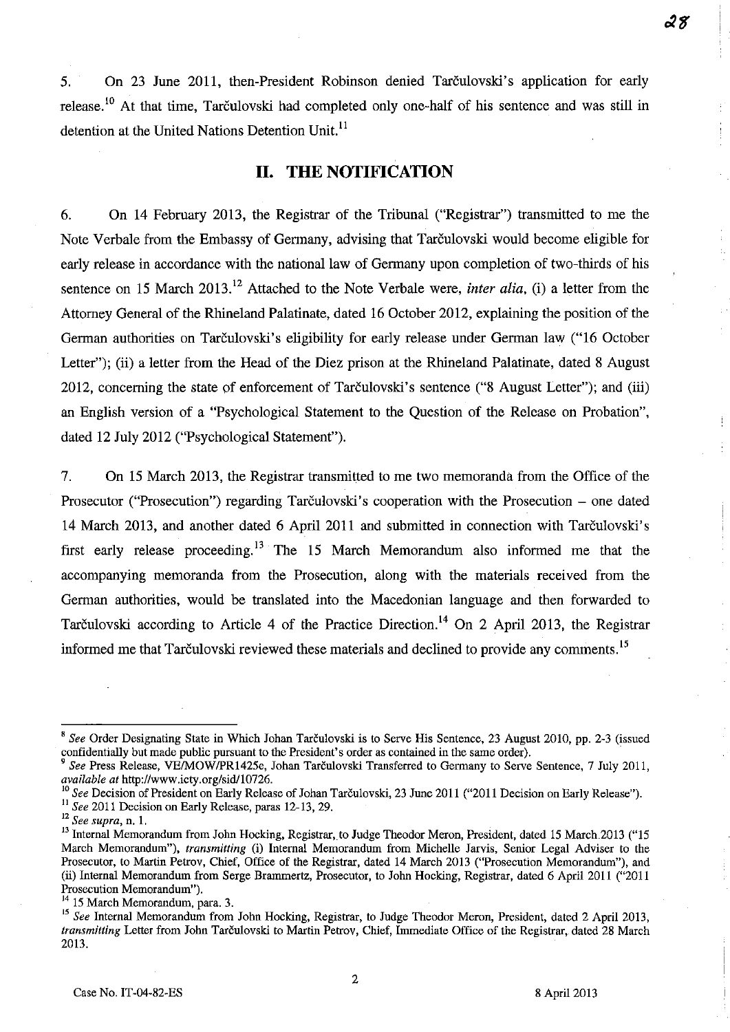5. On 23 June 2011, then-President Robinson denied Tarčulovski's application for early release.[10] At that time, Tarčulovski had completed only one-half of his sentence and was still in detention at the United Nations Detention Unit.[11]

## II. THE NOTIFICATION

6. On 14 February 2013, the Registrar of the Tribunal ("Registrar") transmitted to me the Note Verbale from the Embassy of Germany, advising that Tarčulovski would become eligible for early release in accordance with the national law of Germany upon completion of two-thirds of his sentence on 15 March 2013.[12] Attached to the Note Verbale were, *inter alia*, (i) a letter from the Attorney General of the Rhineland Palatinate, dated 16 October 2012, explaining the position of the German authorities on Tarčulovski's eligibility for early release under German law ("16 October Letter"); (ii) a letter from the Head of the Diez prison at the Rhineland Palatinate, dated 8 August 2012, concerning the state of enforcement of Tarčulovski's sentence ("8 August Letter"); and (iii) an English version of a "Psychological Statement to the Question of the Release on Probation", dated 12 July 2012 ("Psychological Statement").

7. On 15 March 2013, the Registrar transmitted to me two memoranda from the Office of the Prosecutor ("Prosecution") regarding Tarčulovski's cooperation with the Prosecution – one dated 14 March 2013, and another dated 6 April 2011 and submitted in connection with Tarčulovski's first early release proceeding.[13] The 15 March Memorandum also informed me that the accompanying memoranda from the Prosecution, along with the materials received from the German authorities, would be translated into the Macedonian language and then forwarded to Tarčulovski according to Article 4 of the Practice Direction.[14] On 2 April 2013, the Registrar informed me that Tarčulovski reviewed these materials and declined to provide any comments.[15]

---

[8] *See* Order Designating State in Which Johan Tarčulovski is to Serve His Sentence, 23 August 2010, pp. 2-3 (issued confidentially but made public pursuant to the President's order as contained in the same order).

[9] *See* Press Release, VE/MOW/PR1425e, Johan Tarčulovski Transferred to Germany to Serve Sentence, 7 July 2011, *available at* http://www.icty.org/sid/10726.

[10] *See* Decision of President on Early Release of Johan Tarčulovski, 23 June 2011 ("2011 Decision on Early Release").

[11] *See* 2011 Decision on Early Release, paras 12-13, 29.

[12] *See supra*, n. 1.

[13] Internal Memorandum from John Hocking, Registrar, to Judge Theodor Meron, President, dated 15 March 2013 ("15 March Memorandum"), *transmitting* (i) Internal Memorandum from Michelle Jarvis, Senior Legal Adviser to the Prosecutor, to Martin Petrov, Chief, Office of the Registrar, dated 14 March 2013 ("Prosecution Memorandum"), and (ii) Internal Memorandum from Serge Brammertz, Prosecutor, to John Hocking, Registrar, dated 6 April 2011 ("2011 Prosecution Memorandum").

[14] 15 March Memorandum, para. 3.

[15] *See* Internal Memorandum from John Hocking, Registrar, to Judge Theodor Meron, President, dated 2 April 2013, *transmitting* Letter from John Tarčulovski to Martin Petrov, Chief, Immediate Office of the Registrar, dated 28 March 2013.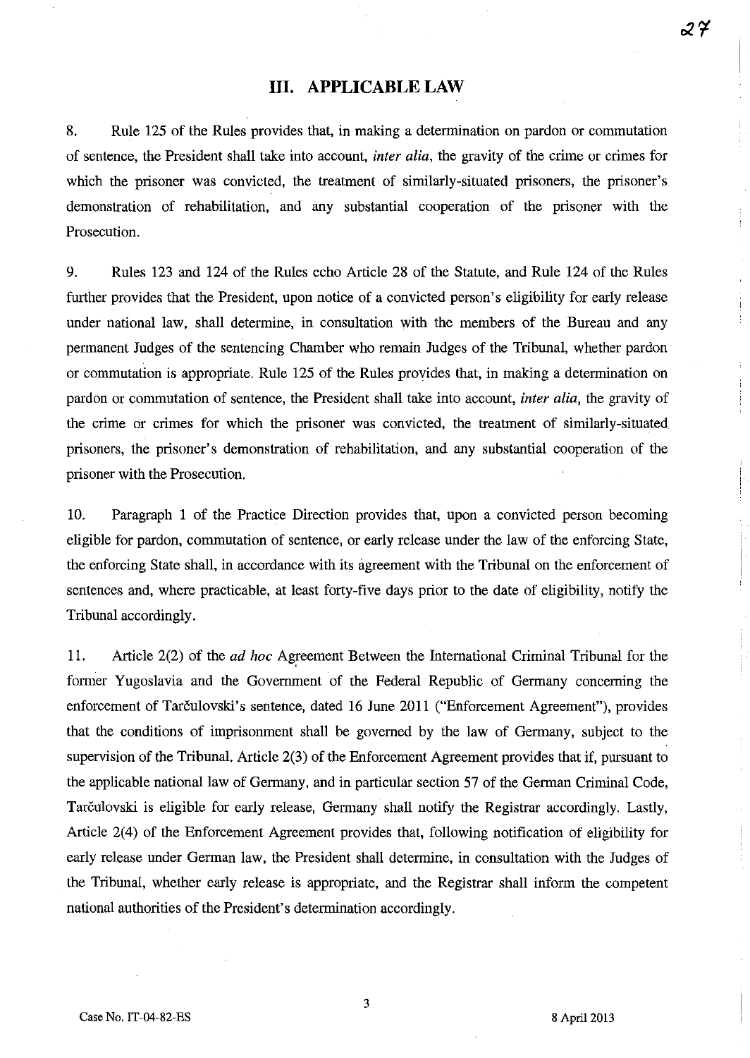## III. APPLICABLE LAW

8. Rule 125 of the Rules provides that, in making a determination on pardon or commutation of sentence, the President shall take into account, *inter alia*, the gravity of the crime or crimes for which the prisoner was convicted, the treatment of similarly-situated prisoners, the prisoner's demonstration of rehabilitation, and any substantial cooperation of the prisoner with the Prosecution.

9. Rules 123 and 124 of the Rules echo Article 28 of the Statute, and Rule 124 of the Rules further provides that the President, upon notice of a convicted person's eligibility for early release under national law, shall determine, in consultation with the members of the Bureau and any permanent Judges of the sentencing Chamber who remain Judges of the Tribunal, whether pardon or commutation is appropriate. Rule 125 of the Rules provides that, in making a determination on pardon or commutation of sentence, the President shall take into account, *inter alia*, the gravity of the crime or crimes for which the prisoner was convicted, the treatment of similarly-situated prisoners, the prisoner's demonstration of rehabilitation, and any substantial cooperation of the prisoner with the Prosecution.

10. Paragraph 1 of the Practice Direction provides that, upon a convicted person becoming eligible for pardon, commutation of sentence, or early release under the law of the enforcing State, the enforcing State shall, in accordance with its agreement with the Tribunal on the enforcement of sentences and, where practicable, at least forty-five days prior to the date of eligibility, notify the Tribunal accordingly.

11. Article 2(2) of the *ad hoc* Agreement Between the International Criminal Tribunal for the former Yugoslavia and the Government of the Federal Republic of Germany concerning the enforcement of Tarčulovski's sentence, dated 16 June 2011 ("Enforcement Agreement"), provides that the conditions of imprisonment shall be governed by the law of Germany, subject to the supervision of the Tribunal. Article 2(3) of the Enforcement Agreement provides that if, pursuant to the applicable national law of Germany, and in particular section 57 of the German Criminal Code, Tarčulovski is eligible for early release, Germany shall notify the Registrar accordingly. Lastly, Article 2(4) of the Enforcement Agreement provides that, following notification of eligibility for early release under German law, the President shall determine, in consultation with the Judges of the Tribunal, whether early release is appropriate, and the Registrar shall inform the competent national authorities of the President's determination accordingly.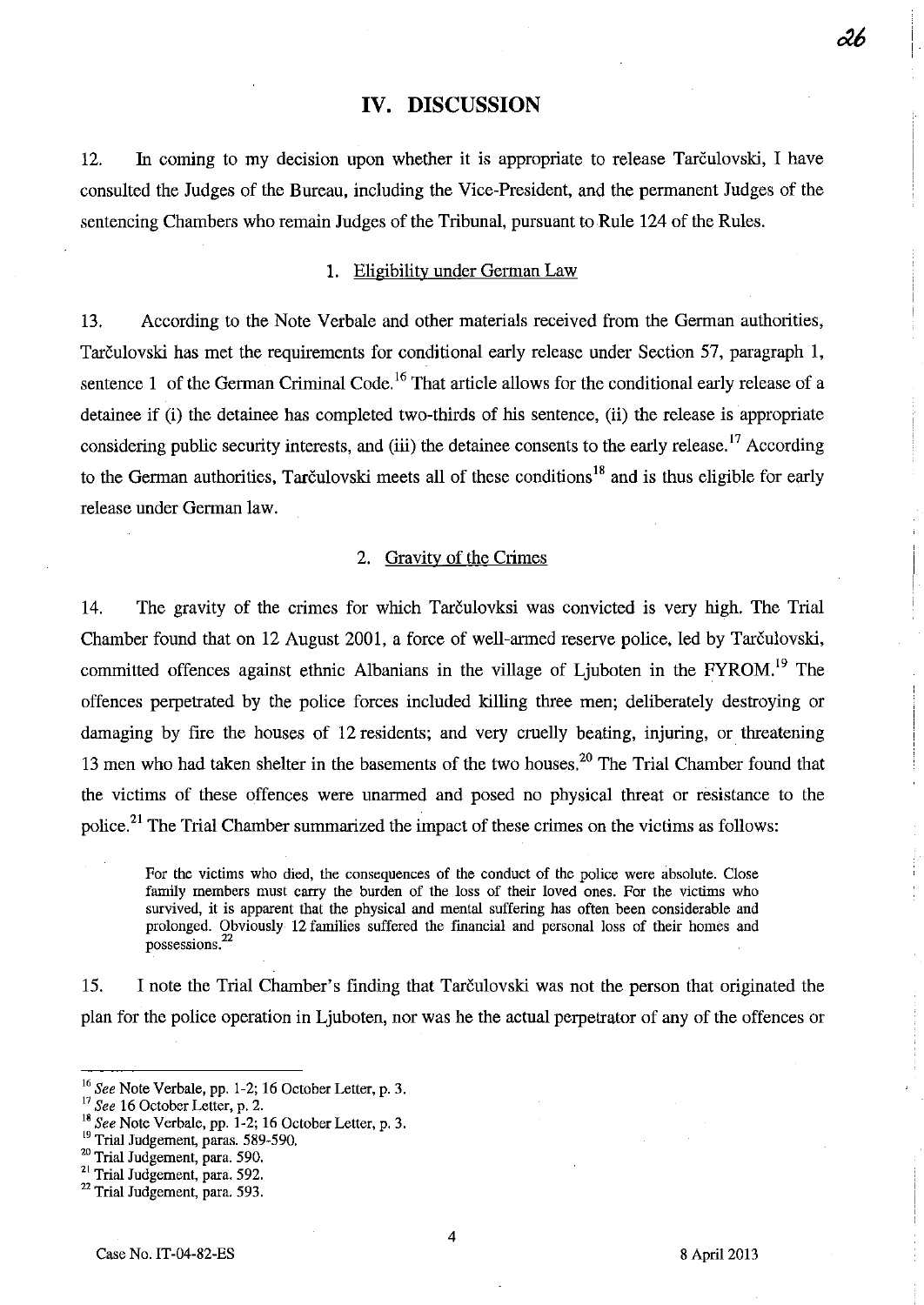# IV. DISCUSSION

12. In coming to my decision upon whether it is appropriate to release Tarčulovski, I have consulted the Judges of the Bureau, including the Vice-President, and the permanent Judges of the sentencing Chambers who remain Judges of the Tribunal, pursuant to Rule 124 of the Rules.

## 1. Eligibility under German Law

13. According to the Note Verbale and other materials received from the German authorities, Tarčulovski has met the requirements for conditional early release under Section 57, paragraph 1, sentence 1 of the German Criminal Code.[16] That article allows for the conditional early release of a detainee if (i) the detainee has completed two-thirds of his sentence, (ii) the release is appropriate considering public security interests, and (iii) the detainee consents to the early release.[17] According to the German authorities, Tarčulovski meets all of these conditions[18] and is thus eligible for early release under German law.

## 2. Gravity of the Crimes

14. The gravity of the crimes for which Tarčulovksi was convicted is very high. The Trial Chamber found that on 12 August 2001, a force of well-armed reserve police, led by Tarčulovski, committed offences against ethnic Albanians in the village of Ljuboten in the FYROM.[19] The offences perpetrated by the police forces included killing three men; deliberately destroying or damaging by fire the houses of 12 residents; and very cruelly beating, injuring, or threatening 13 men who had taken shelter in the basements of the two houses.[20] The Trial Chamber found that the victims of these offences were unarmed and posed no physical threat or resistance to the police.[21] The Trial Chamber summarized the impact of these crimes on the victims as follows:

> For the victims who died, the consequences of the conduct of the police were absolute. Close family members must carry the burden of the loss of their loved ones. For the victims who survived, it is apparent that the physical and mental suffering has often been considerable and prolonged. Obviously 12 families suffered the financial and personal loss of their homes and possessions.[22]

15. I note the Trial Chamber's finding that Tarčulovski was not the person that originated the plan for the police operation in Ljuboten, nor was he the actual perpetrator of any of the offences or

---

[16] *See* Note Verbale, pp. 1-2; 16 October Letter, p. 3.

[17] *See* 16 October Letter, p. 2.

[18] *See* Note Verbale, pp. 1-2; 16 October Letter, p. 3.

[19] Trial Judgement, paras. 589-590.

[20] Trial Judgement, para. 590.

[21] Trial Judgement, para. 592.

[22] Trial Judgement, para. 593.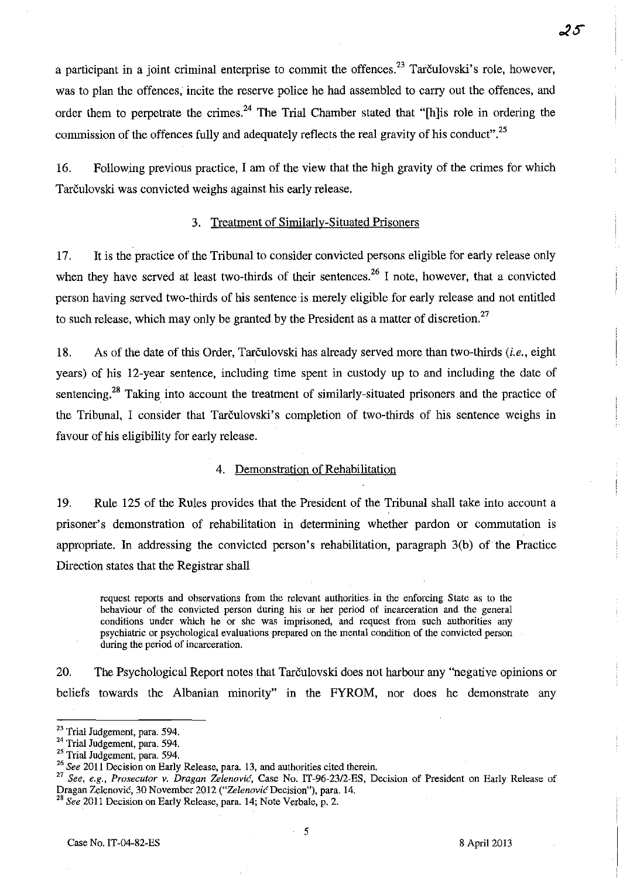a participant in a joint criminal enterprise to commit the offences.[23] Tarčulovski's role, however, was to plan the offences, incite the reserve police he had assembled to carry out the offences, and order them to perpetrate the crimes.[24] The Trial Chamber stated that "[h]is role in ordering the commission of the offences fully and adequately reflects the real gravity of his conduct".[25]

16. Following previous practice, I am of the view that the high gravity of the crimes for which Tarčulovski was convicted weighs against his early release.

### 3. Treatment of Similarly-Situated Prisoners

17. It is the practice of the Tribunal to consider convicted persons eligible for early release only when they have served at least two-thirds of their sentences.[26] I note, however, that a convicted person having served two-thirds of his sentence is merely eligible for early release and not entitled to such release, which may only be granted by the President as a matter of discretion.[27]

18. As of the date of this Order, Tarčulovski has already served more than two-thirds (*i.e.*, eight years) of his 12-year sentence, including time spent in custody up to and including the date of sentencing.[28] Taking into account the treatment of similarly-situated prisoners and the practice of the Tribunal, I consider that Tarčulovski's completion of two-thirds of his sentence weighs in favour of his eligibility for early release.

### 4. Demonstration of Rehabilitation

19. Rule 125 of the Rules provides that the President of the Tribunal shall take into account a prisoner's demonstration of rehabilitation in determining whether pardon or commutation is appropriate. In addressing the convicted person's rehabilitation, paragraph 3(b) of the Practice Direction states that the Registrar shall

> request reports and observations from the relevant authorities in the enforcing State as to the behaviour of the convicted person during his or her period of incarceration and the general conditions under which he or she was imprisoned, and request from such authorities any psychiatric or psychological evaluations prepared on the mental condition of the convicted person during the period of incarceration.

20. The Psychological Report notes that Tarčulovski does not harbour any "negative opinions or beliefs towards the Albanian minority" in the FYROM, nor does he demonstrate any

---

[23] Trial Judgement, para. 594.

[24] Trial Judgement, para. 594.

[25] Trial Judgement, para. 594.

[26] *See* 2011 Decision on Early Release, para. 13, and authorities cited therein.

[27] *See, e.g., Prosecutor v. Dragan Zelenović*, Case No. IT-96-23/2-ES, Decision of President on Early Release of Dragan Zelenović, 30 November 2012 ("*Zelenović* Decision"), para. 14.

[28] *See* 2011 Decision on Early Release, para. 14; Note Verbale, p. 2.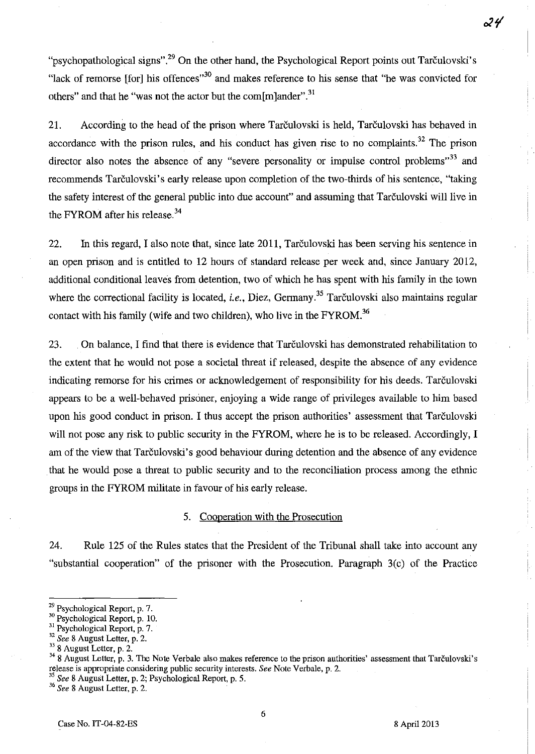"psychopathological signs".[29] On the other hand, the Psychological Report points out Tarčulovski's "lack of remorse [for] his offences"[30] and makes reference to his sense that "he was convicted for others" and that he "was not the actor but the com[m]ander".[31]

21. According to the head of the prison where Tarčulovski is held, Tarčulovski has behaved in accordance with the prison rules, and his conduct has given rise to no complaints.[32] The prison director also notes the absence of any "severe personality or impulse control problems"[33] and recommends Tarčulovski's early release upon completion of the two-thirds of his sentence, "taking the safety interest of the general public into due account" and assuming that Tarčulovski will live in the FYROM after his release.[34]

22. In this regard, I also note that, since late 2011, Tarčulovski has been serving his sentence in an open prison and is entitled to 12 hours of standard release per week and, since January 2012, additional conditional leaves from detention, two of which he has spent with his family in the town where the correctional facility is located, *i.e.*, Diez, Germany.[35] Tarčulovski also maintains regular contact with his family (wife and two children), who live in the FYROM.[36]

23. On balance, I find that there is evidence that Tarčulovski has demonstrated rehabilitation to the extent that he would not pose a societal threat if released, despite the absence of any evidence indicating remorse for his crimes or acknowledgement of responsibility for his deeds. Tarčulovski appears to be a well-behaved prisoner, enjoying a wide range of privileges available to him based upon his good conduct in prison. I thus accept the prison authorities' assessment that Tarčulovski will not pose any risk to public security in the FYROM, where he is to be released. Accordingly, I am of the view that Tarčulovski's good behaviour during detention and the absence of any evidence that he would pose a threat to public security and to the reconciliation process among the ethnic groups in the FYROM militate in favour of his early release.

### 5. Cooperation with the Prosecution

24. Rule 125 of the Rules states that the President of the Tribunal shall take into account any "substantial cooperation" of the prisoner with the Prosecution. Paragraph 3(c) of the Practice

---

[29] Psychological Report, p. 7.

[30] Psychological Report, p. 10.

[31] Psychological Report, p. 7.

[32] *See* 8 August Letter, p. 2.

[33] 8 August Letter, p. 2.

[34] 8 August Letter, p. 3. The Note Verbale also makes reference to the prison authorities' assessment that Tarčulovski's release is appropriate considering public security interests. *See* Note Verbale, p. 2.

[35] *See* 8 August Letter, p. 2; Psychological Report, p. 5.

[36] *See* 8 August Letter, p. 2.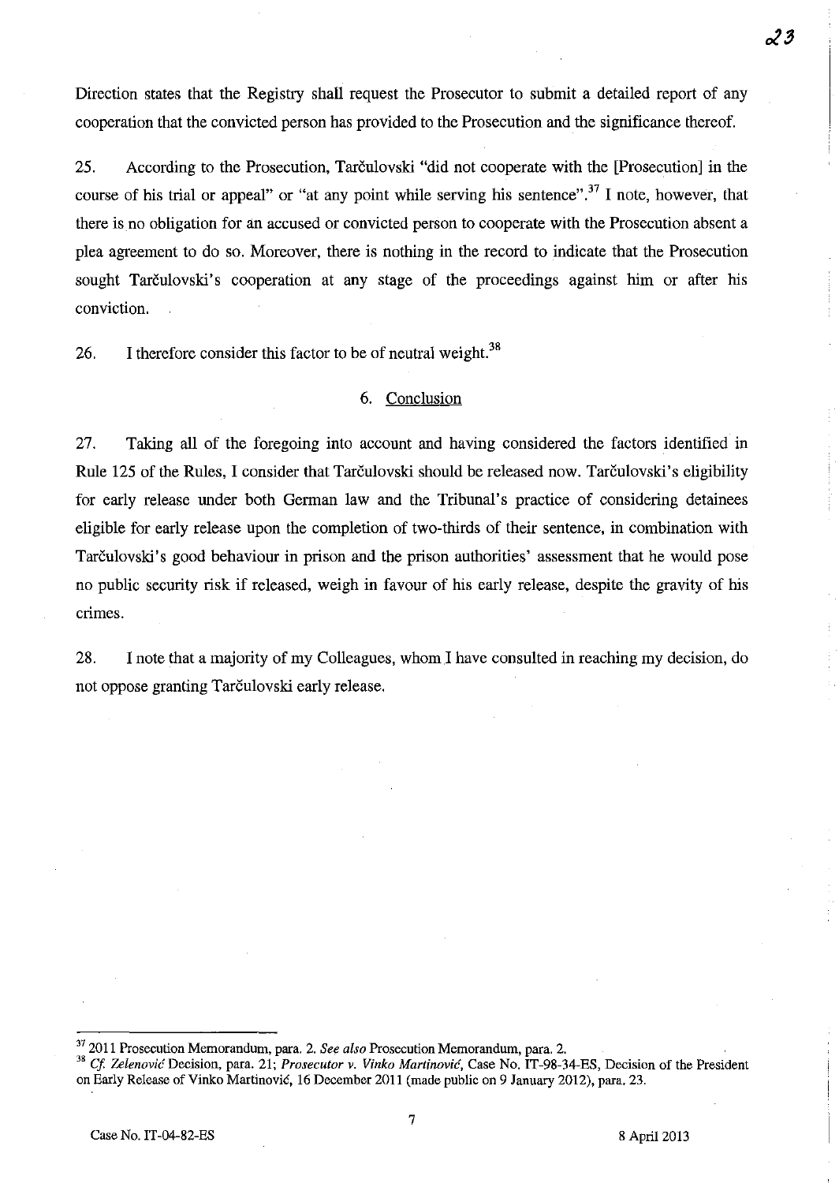Direction states that the Registry shall request the Prosecutor to submit a detailed report of any cooperation that the convicted person has provided to the Prosecution and the significance thereof.

25. According to the Prosecution, Tarčulovski "did not cooperate with the [Prosecution] in the course of his trial or appeal" or "at any point while serving his sentence".[37] I note, however, that there is no obligation for an accused or convicted person to cooperate with the Prosecution absent a plea agreement to do so. Moreover, there is nothing in the record to indicate that the Prosecution sought Tarčulovski's cooperation at any stage of the proceedings against him or after his conviction.

26. I therefore consider this factor to be of neutral weight.[38]

### 6. Conclusion

27. Taking all of the foregoing into account and having considered the factors identified in Rule 125 of the Rules, I consider that Tarčulovski should be released now. Tarčulovski's eligibility for early release under both German law and the Tribunal's practice of considering detainees eligible for early release upon the completion of two-thirds of their sentence, in combination with Tarčulovski's good behaviour in prison and the prison authorities' assessment that he would pose no public security risk if released, weigh in favour of his early release, despite the gravity of his crimes.

28. I note that a majority of my Colleagues, whom I have consulted in reaching my decision, do not oppose granting Tarčulovski early release.

---

[37] 2011 Prosecution Memorandum, para. 2. *See also* Prosecution Memorandum, para. 2.

[38] *Cf. Zelenović* Decision, para. 21; *Prosecutor v. Vinko Martinović*, Case No. IT-98-34-ES, Decision of the President on Early Release of Vinko Martinović, 16 December 2011 (made public on 9 January 2012), para. 23.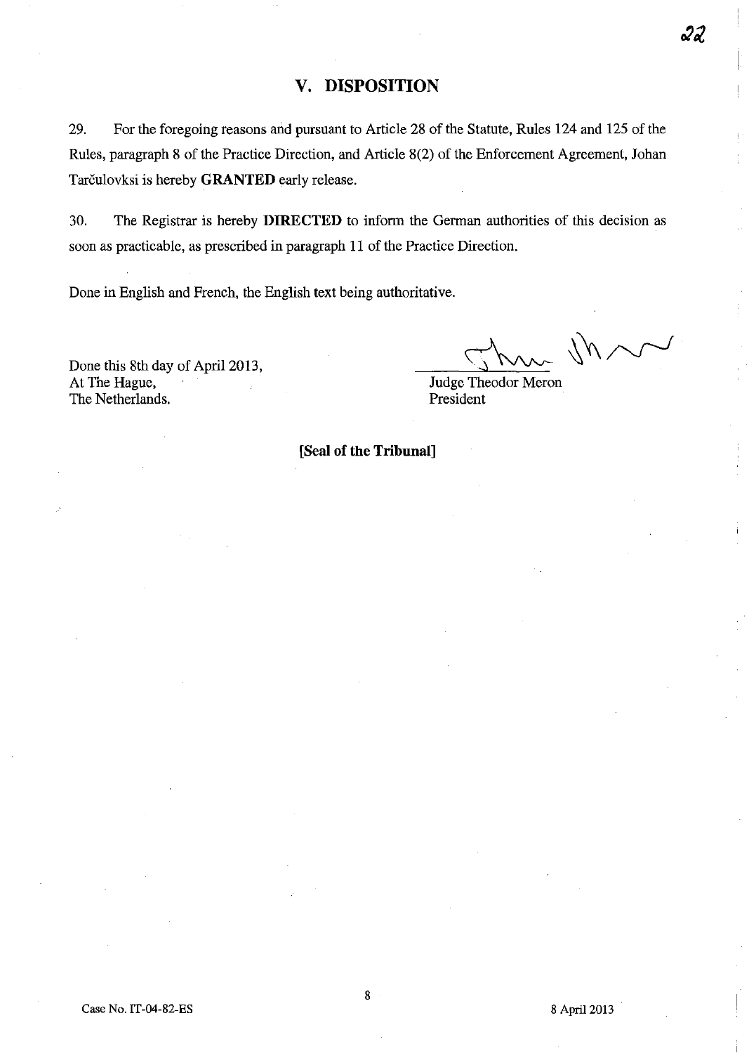## V. DISPOSITION

29. For the foregoing reasons and pursuant to Article 28 of the Statute, Rules 124 and 125 of the Rules, paragraph 8 of the Practice Direction, and Article 8(2) of the Enforcement Agreement, Johan Tarčulovksi is hereby **GRANTED** early release.

30. The Registrar is hereby **DIRECTED** to inform the German authorities of this decision as soon as practicable, as prescribed in paragraph 11 of the Practice Direction.

Done in English and French, the English text being authoritative.

Done this 8th day of April 2013,
At The Hague,
The Netherlands.

Judge Theodor Meron
President

**[Seal of the Tribunal]**

Case No. IT-04-82-ES

8 April 2013